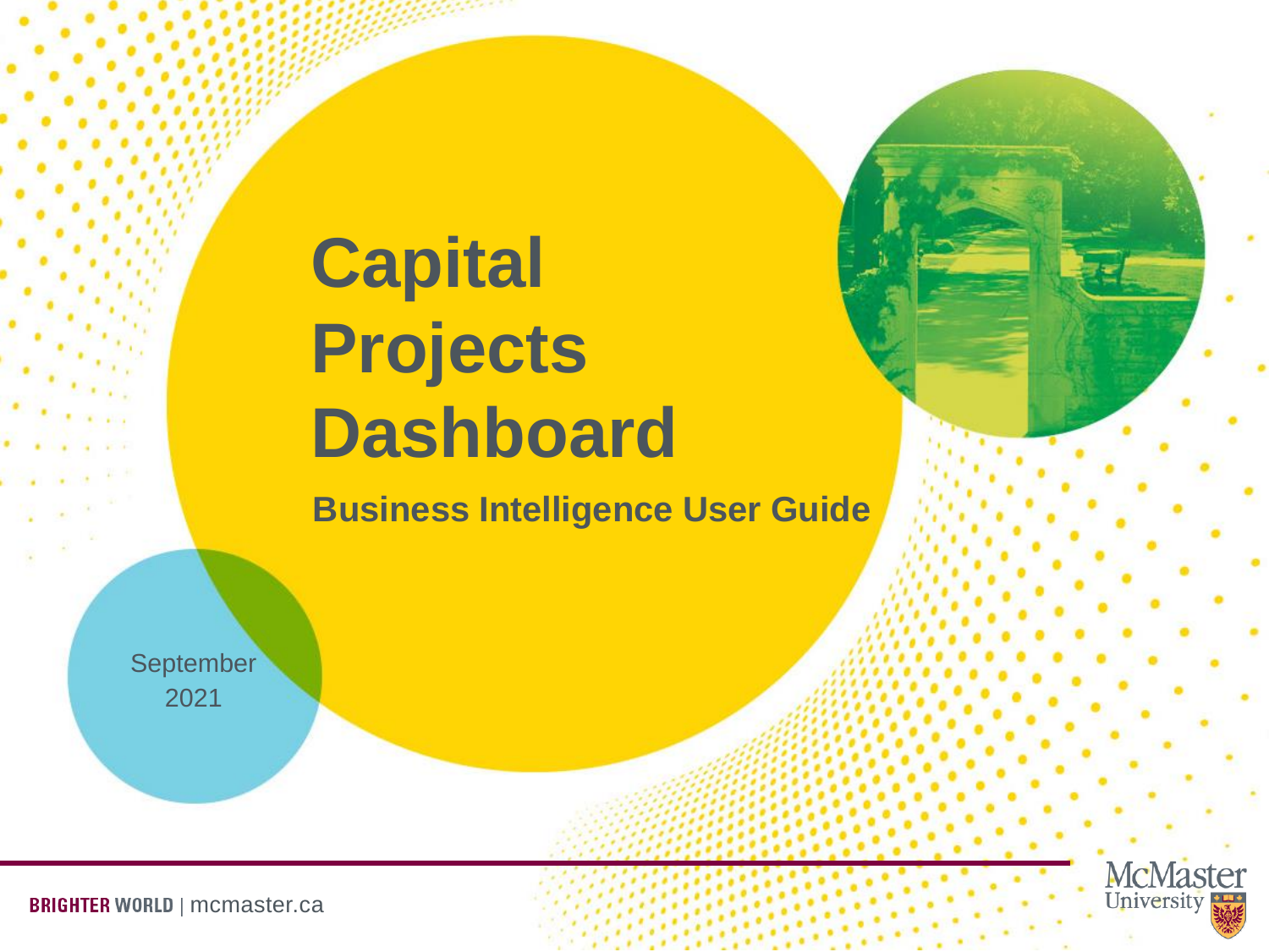# Capital Projects Dashboard

## Business Intelligence User Guide

September 2021

BRIGHTER WORLD | mcmaster.ca

McMaster University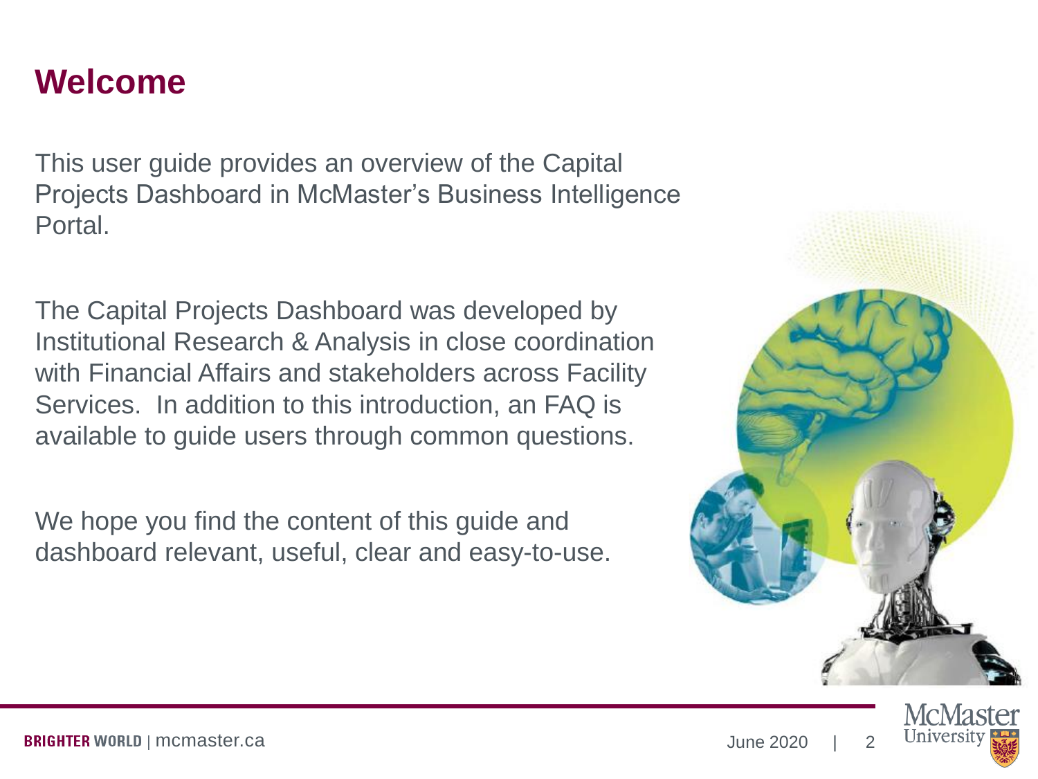# Welcome

This user guide provides an overview of the Capital Projects Dashboard in McMaster's Business Intelligence Portal.

The Capital Projects Dashboard was developed by Institutional Research & Analysis in close coordination with Financial Affairs and stakeholders across Facility Services. In addition to this introduction, an FAQ is available to guide users through common questions.

We hope you find the content of this guide and dashboard relevant, useful, clear and easy-to-use.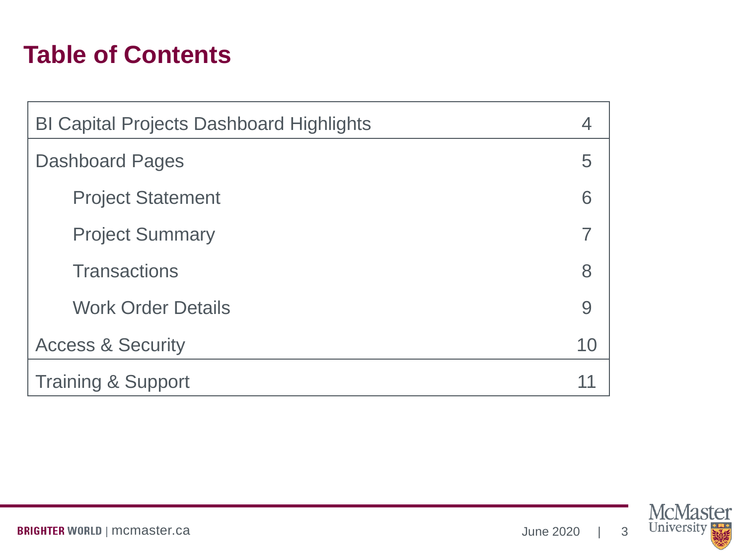# Table of Contents

| Section | Page |
|---|---|
| BI Capital Projects Dashboard Highlights | 4 |
| Dashboard Pages | 5 |
| &nbsp;&nbsp;&nbsp;&nbsp;Project Statement | 6 |
| &nbsp;&nbsp;&nbsp;&nbsp;Project Summary | 7 |
| &nbsp;&nbsp;&nbsp;&nbsp;Transactions | 8 |
| &nbsp;&nbsp;&nbsp;&nbsp;Work Order Details | 9 |
| Access & Security | 10 |
| Training & Support | 11 |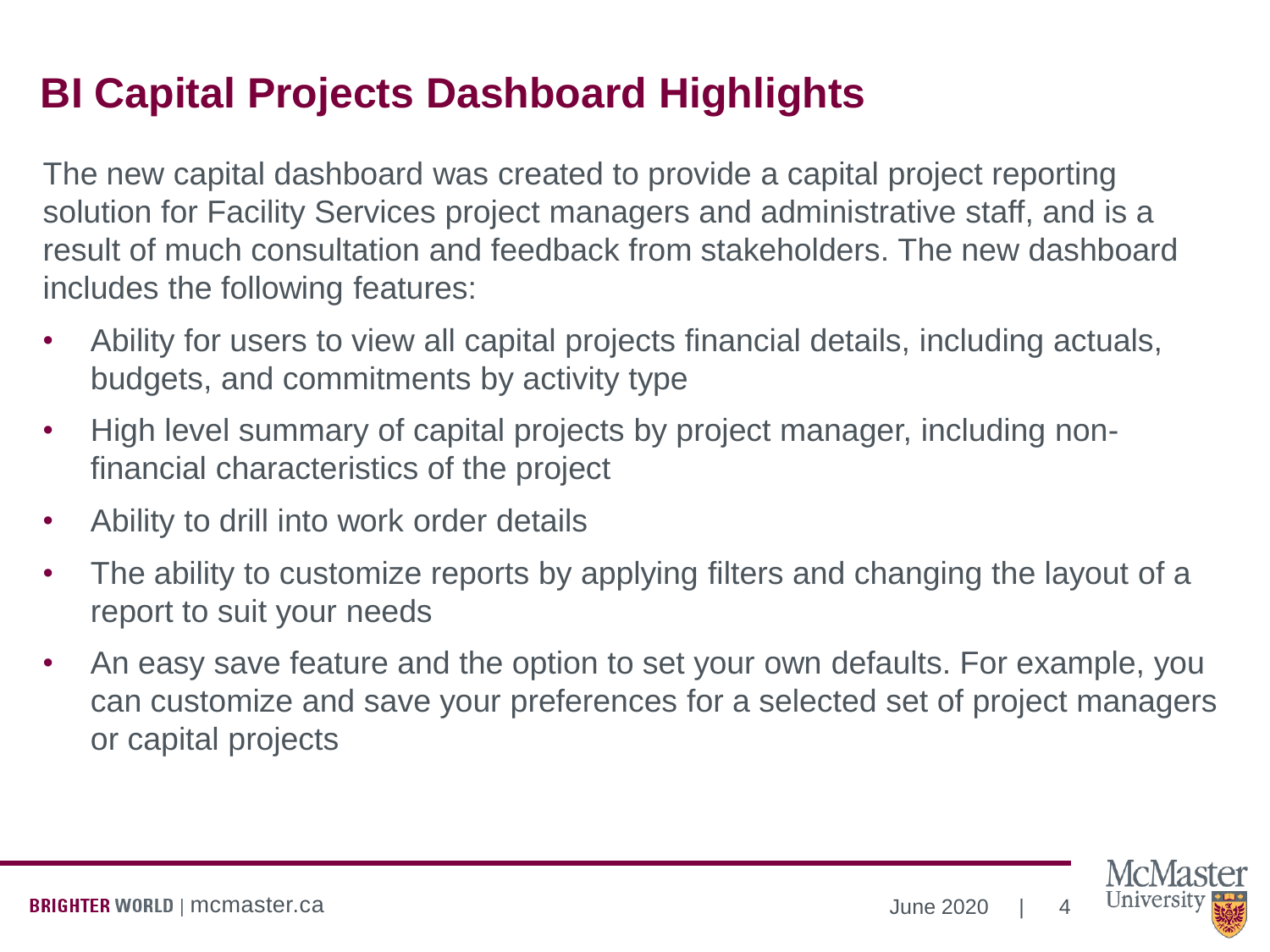# BI Capital Projects Dashboard Highlights

The new capital dashboard was created to provide a capital project reporting solution for Facility Services project managers and administrative staff, and is a result of much consultation and feedback from stakeholders. The new dashboard includes the following features:

- Ability for users to view all capital projects financial details, including actuals, budgets, and commitments by activity type
- High level summary of capital projects by project manager, including non-financial characteristics of the project
- Ability to drill into work order details
- The ability to customize reports by applying filters and changing the layout of a report to suit your needs
- An easy save feature and the option to set your own defaults. For example, you can customize and save your preferences for a selected set of project managers or capital projects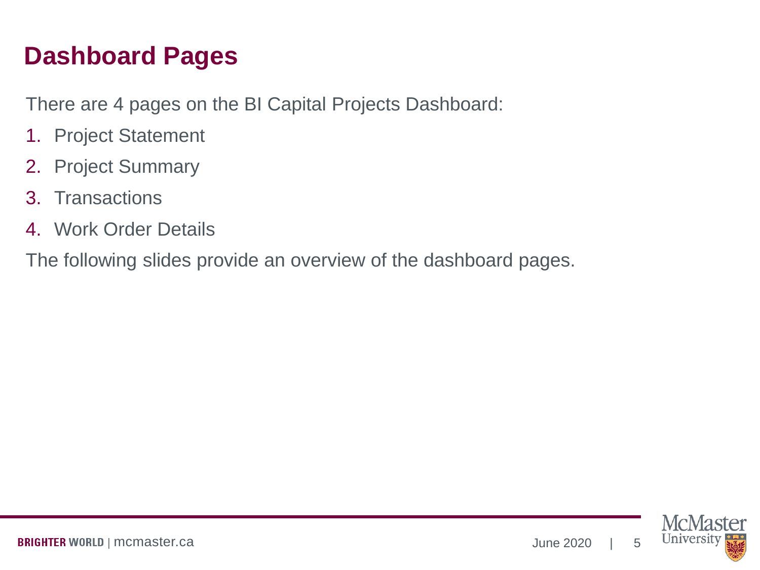# Dashboard Pages

There are 4 pages on the BI Capital Projects Dashboard:

1. Project Statement
2. Project Summary
3. Transactions
4. Work Order Details

The following slides provide an overview of the dashboard pages.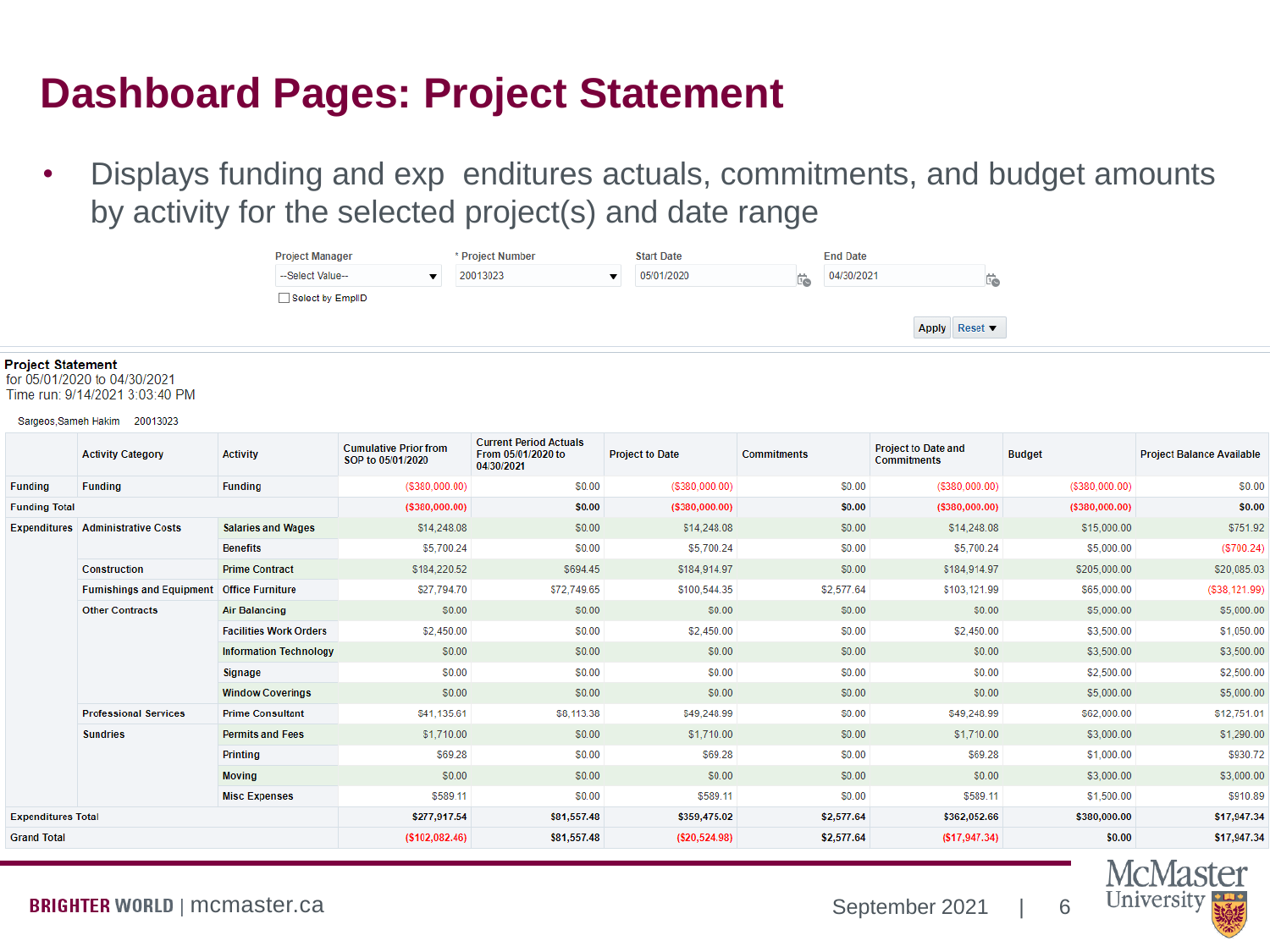# Dashboard Pages: Project Statement

- Displays funding and exp  enditures actuals, commitments, and budget amounts by activity for the selected project(s) and date range

Project Manager: --Select Value--

\* Project Number: 20013023

Start Date: 05/01/2020

End Date: 04/30/2021

Select by EmplID

Apply | Reset

**Project Statement**
for 05/01/2020 to 04/30/2021
Time run: 9/14/2021 3:03:40 PM

Sargeos,Sameh Hakim   20013023

| | Activity Category | Activity | Cumulative Prior from SOP to 05/01/2020 | Current Period Actuals From 05/01/2020 to 04/30/2021 | Project to Date | Commitments | Project to Date and Commitments | Budget | Project Balance Available |
|---|---|---|---|---|---|---|---|---|---|
| Funding | Funding | Funding | ($380,000.00) | $0.00 | ($380,000.00) | $0.00 | ($380,000.00) | ($380,000.00) | $0.00 |
| Funding Total | | | ($380,000.00) | $0.00 | ($380,000.00) | $0.00 | ($380,000.00) | ($380,000.00) | $0.00 |
| Expenditures | Administrative Costs | Salaries and Wages | $14,248.08 | $0.00 | $14,248.08 | $0.00 | $14,248.08 | $15,000.00 | $751.92 |
| | | Benefits | $5,700.24 | $0.00 | $5,700.24 | $0.00 | $5,700.24 | $5,000.00 | ($700.24) |
| | Construction | Prime Contract | $184,220.52 | $694.45 | $184,914.97 | $0.00 | $184,914.97 | $205,000.00 | $20,085.03 |
| | Furnishings and Equipment | Office Furniture | $27,794.70 | $72,749.65 | $100,544.35 | $2,577.64 | $103,121.99 | $65,000.00 | ($38,121.99) |
| | Other Contracts | Air Balancing | $0.00 | $0.00 | $0.00 | $0.00 | $0.00 | $5,000.00 | $5,000.00 |
| | | Facilities Work Orders | $2,450.00 | $0.00 | $2,450.00 | $0.00 | $2,450.00 | $3,500.00 | $1,050.00 |
| | | Information Technology | $0.00 | $0.00 | $0.00 | $0.00 | $0.00 | $3,500.00 | $3,500.00 |
| | | Signage | $0.00 | $0.00 | $0.00 | $0.00 | $0.00 | $2,500.00 | $2,500.00 |
| | | Window Coverings | $0.00 | $0.00 | $0.00 | $0.00 | $0.00 | $5,000.00 | $5,000.00 |
| | Professional Services | Prime Consultant | $41,135.61 | $8,113.38 | $49,248.99 | $0.00 | $49,248.99 | $62,000.00 | $12,751.01 |
| | Sundries | Permits and Fees | $1,710.00 | $0.00 | $1,710.00 | $0.00 | $1,710.00 | $3,000.00 | $1,290.00 |
| | | Printing | $69.28 | $0.00 | $69.28 | $0.00 | $69.28 | $1,000.00 | $930.72 |
| | | Moving | $0.00 | $0.00 | $0.00 | $0.00 | $0.00 | $3,000.00 | $3,000.00 |
| | | Misc Expenses | $589.11 | $0.00 | $589.11 | $0.00 | $589.11 | $1,500.00 | $910.89 |
| Expenditures Total | | | $277,917.54 | $81,557.48 | $359,475.02 | $2,577.64 | $362,052.66 | $380,000.00 | $17,947.34 |
| Grand Total | | | ($102,082.46) | $81,557.48 | ($20,524.98) | $2,577.64 | ($17,947.34) | $0.00 | $17,947.34 |

BRIGHTER WORLD | mcmaster.ca

September 2021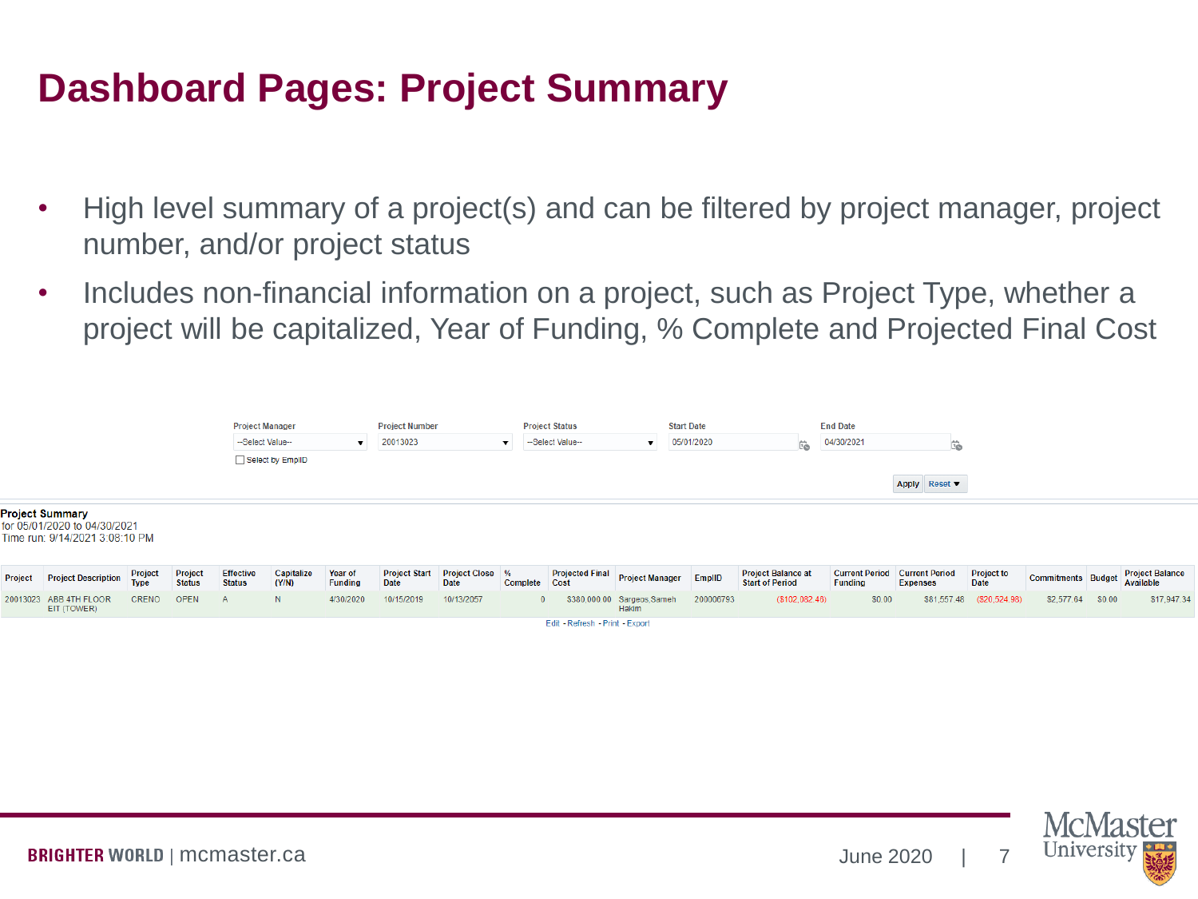# Dashboard Pages: Project Summary

- High level summary of a project(s) and can be filtered by project manager, project number, and/or project status
- Includes non-financial information on a project, such as Project Type, whether a project will be capitalized, Year of Funding, % Complete and Projected Final Cost

Project Manager: --Select Value--
Project Number: 20013023
Project Status: --Select Value--
Start Date: 05/01/2020
End Date: 04/30/2021

Select by EmplID

Apply | Reset

**Project Summary**
for 05/01/2020 to 04/30/2021
Time run: 9/14/2021 3:08:10 PM

| Project | Project Description | Project Type | Project Status | Effective Status | Capitalize (Y/N) | Year of Funding | Project Start Date | Project Close Date | % Complete | Projected Final Cost | Project Manager | EmplID | Project Balance at Start of Period | Current Period Funding | Current Period Expenses | Project to Date | Commitments | Budget | Project Balance Available |
|---|---|---|---|---|---|---|---|---|---|---|---|---|---|---|---|---|---|---|---|
| 20013023 | ABB 4TH FLOOR EIT (TOWER) | CRENO | OPEN | A | N | 4/30/2020 | 10/15/2019 | 10/13/2057 | 0 | $380,000.00 | Sargeos,Sameh Hakim | 200006793 | ($102,082.46) | $0.00 | $81,557.48 | ($20,524.98) | $2,577.64 | $0.00 | $17,947.34 |

Edit - Refresh - Print - Export

BRIGHTER WORLD | mcmaster.ca

June 2020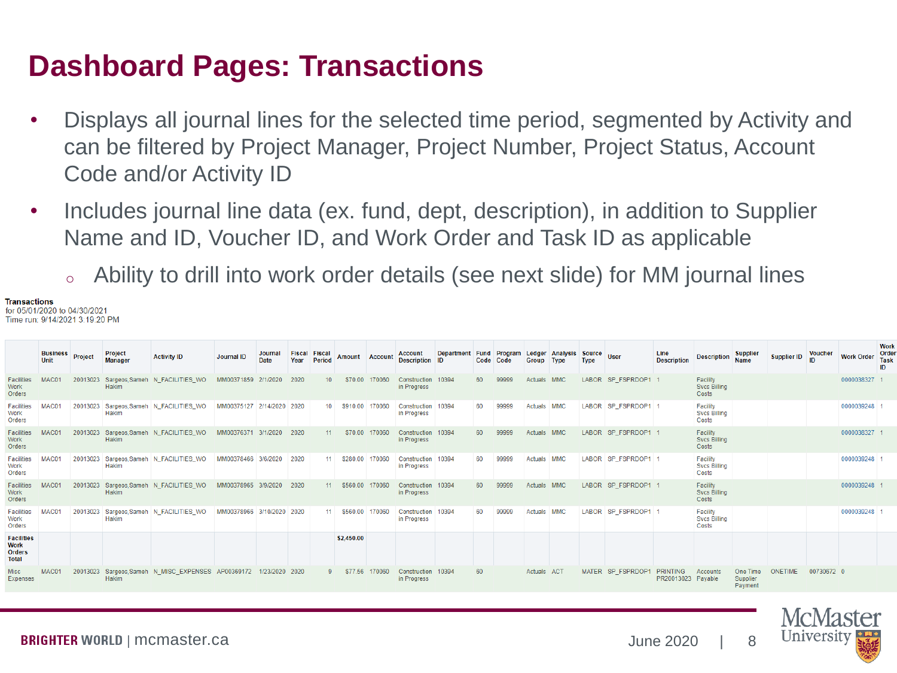# Dashboard Pages: Transactions

- Displays all journal lines for the selected time period, segmented by Activity and can be filtered by Project Manager, Project Number, Project Status, Account Code and/or Activity ID
- Includes journal line data (ex. fund, dept, description), in addition to Supplier Name and ID, Voucher ID, and Work Order and Task ID as applicable
  - Ability to drill into work order details (see next slide) for MM journal lines

**Transactions**
for 05/01/2020 to 04/30/2021
Time run: 9/14/2021 3:19:20 PM

| | Business Unit | Project | Project Manager | Activity ID | Journal ID | Journal Date | Fiscal Year | Fiscal Period | Amount | Account | Account Description | Department ID | Fund Code | Program Code | Ledger Group | Analysis Type | Source Type | User | Line Description | Description | Supplier Name | Supplier ID | Voucher ID | Work Order | Work Order Task ID |
|---|---|---|---|---|---|---|---|---|---|---|---|---|---|---|---|---|---|---|---|---|---|---|---|---|---|
| Facilities Work Orders | MAC01 | 20013023 | Sargeos,Sameh Hakim | N_FACILITIES_WO | MM00371859 | 2/1/2020 | 2020 | 10 | $70.00 | 170060 | Construction in Progress | 10394 | 60 | 99999 | Actuals | MMC | LABOR | SP_FSPRDOP1 | 1 | Facility Svcs Billing Costs | | | | 0000038327 | 1 |
| Facilities Work Orders | MAC01 | 20013023 | Sargeos,Sameh Hakim | N_FACILITIES_WO | MM00375127 | 2/14/2020 | 2020 | 10 | $910.00 | 170060 | Construction in Progress | 10394 | 60 | 99999 | Actuals | MMC | LABOR | SP_FSPRDOP1 | 1 | Facility Svcs Billing Costs | | | | 0000039248 | 1 |
| Facilities Work Orders | MAC01 | 20013023 | Sargeos,Sameh Hakim | N_FACILITIES_WO | MM00376371 | 3/1/2020 | 2020 | 11 | $70.00 | 170060 | Construction in Progress | 10394 | 60 | 99999 | Actuals | MMC | LABOR | SP_FSPRDOP1 | 1 | Facility Svcs Billing Costs | | | | 0000038327 | 1 |
| Facilities Work Orders | MAC01 | 20013023 | Sargeos,Sameh Hakim | N_FACILITIES_WO | MM00376466 | 3/6/2020 | 2020 | 11 | $280.00 | 170060 | Construction in Progress | 10394 | 60 | 99999 | Actuals | MMC | LABOR | SP_FSPRDOP1 | 1 | Facility Svcs Billing Costs | | | | 0000039248 | 1 |
| Facilities Work Orders | MAC01 | 20013023 | Sargeos,Sameh Hakim | N_FACILITIES_WO | MM00378965 | 3/9/2020 | 2020 | 11 | $560.00 | 170060 | Construction in Progress | 10394 | 60 | 99999 | Actuals | MMC | LABOR | SP_FSPRDOP1 | 1 | Facility Svcs Billing Costs | | | | 0000039248 | 1 |
| Facilities Work Orders | MAC01 | 20013023 | Sargeos,Sameh Hakim | N_FACILITIES_WO | MM00378966 | 3/10/2020 | 2020 | 11 | $560.00 | 170060 | Construction in Progress | 10394 | 60 | 99999 | Actuals | MMC | LABOR | SP_FSPRDOP1 | 1 | Facility Svcs Billing Costs | | | | 0000039248 | 1 |
| **Facilities Work Orders Total** | | | | | | | | | **$2,450.00** | | | | | | | | | | | | | | | | |
| Misc Expenses | MAC01 | 20013023 | Sargeos,Sameh Hakim | N_MISC_EXPENSES | AP00369172 | 1/23/2020 | 2020 | 9 | $77.56 | 170060 | Construction in Progress | 10394 | 60 | | Actuals | ACT | MATER | SP_FSPRDOP1 | PRINTING PR20013023 | Accounts Payable | One Time Supplier Payment | ONETIME | 00730672 | 0 | |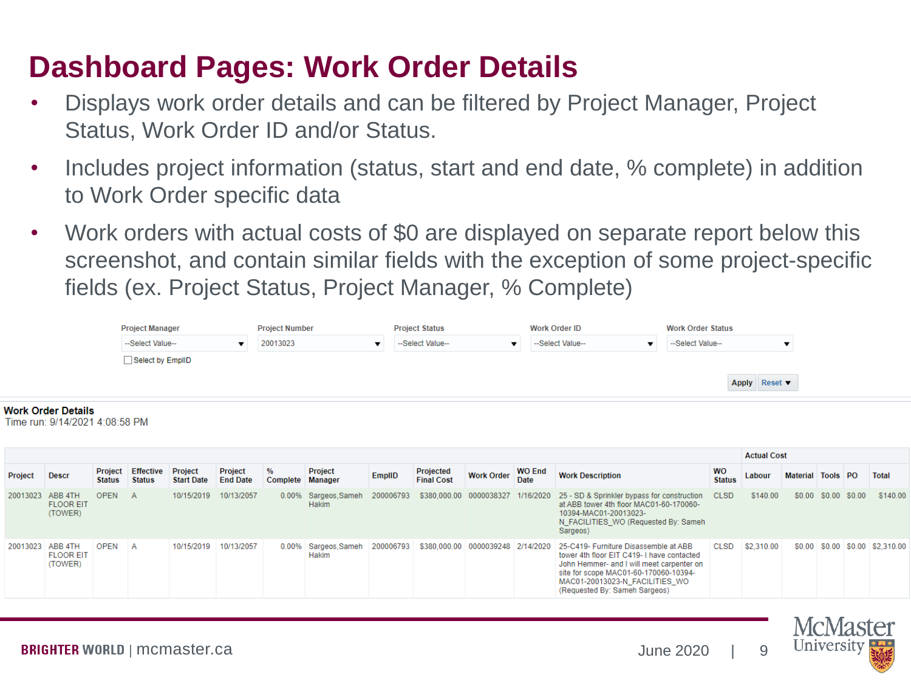# Dashboard Pages: Work Order Details

- Displays work order details and can be filtered by Project Manager, Project Status, Work Order ID and/or Status.
- Includes project information (status, start and end date, % complete) in addition to Work Order specific data
- Work orders with actual costs of $0 are displayed on separate report below this screenshot, and contain similar fields with the exception of some project-specific fields (ex. Project Status, Project Manager, % Complete)

| Project Manager | Project Number | Project Status | Work Order ID | Work Order Status |
|---|---|---|---|---|
| --Select Value-- | 20013023 | --Select Value-- | --Select Value-- | --Select Value-- |

☐ Select by EmplID

Apply | Reset

**Work Order Details**
Time run: 9/14/2021 4:08:58 PM

| | | | | | | | | | | | | | Actual Cost | | | | |
|---|---|---|---|---|---|---|---|---|---|---|---|---|---|---|---|---|---|
| Project | Descr | Project Status | Effective Status | Project Start Date | Project End Date | % Complete | Project Manager | EmplID | Projected Final Cost | Work Order | WO End Date | Work Description | WO Status | Labour | Material | Tools | PO | Total |
| 20013023 | ABB 4TH FLOOR EIT (TOWER) | OPEN | A | 10/15/2019 | 10/13/2057 | 0.00% | Sargeos,Sameh Hakim | 200006793 | $380,000.00 | 0000038327 | 1/16/2020 | 25 - SD & Sprinkler bypass for construction at ABB tower 4th floor MAC01-60-170060-10394-MAC01-20013023-N_FACILITIES_WO (Requested By: Sameh Sargeos) | CLSD | $140.00 | $0.00 | $0.00 | $0.00 | $140.00 |
| 20013023 | ABB 4TH FLOOR EIT (TOWER) | OPEN | A | 10/15/2019 | 10/13/2057 | 0.00% | Sargeos,Sameh Hakim | 200006793 | $380,000.00 | 0000039248 | 2/14/2020 | 25-C419- Furniture Disassemble at ABB tower 4th floor EIT C419- I have contacted John Hemmer- and I will meet carpenter on site for scope MAC01-60-170060-10394-MAC01-20013023-N_FACILITIES_WO (Requested By: Sameh Sargeos) | CLSD | $2,310.00 | $0.00 | $0.00 | $0.00 | $2,310.00 |

**BRIGHTER WORLD** | mcmaster.ca

June 2020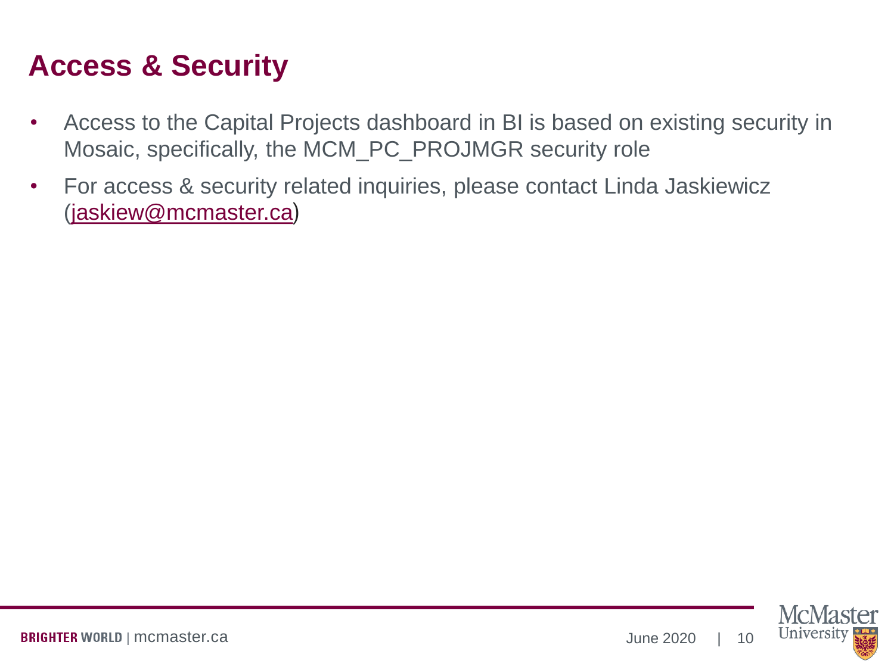# Access & Security

- Access to the Capital Projects dashboard in BI is based on existing security in Mosaic, specifically, the MCM_PC_PROJMGR security role
- For access & security related inquiries, please contact Linda Jaskiewicz (jaskiew@mcmaster.ca)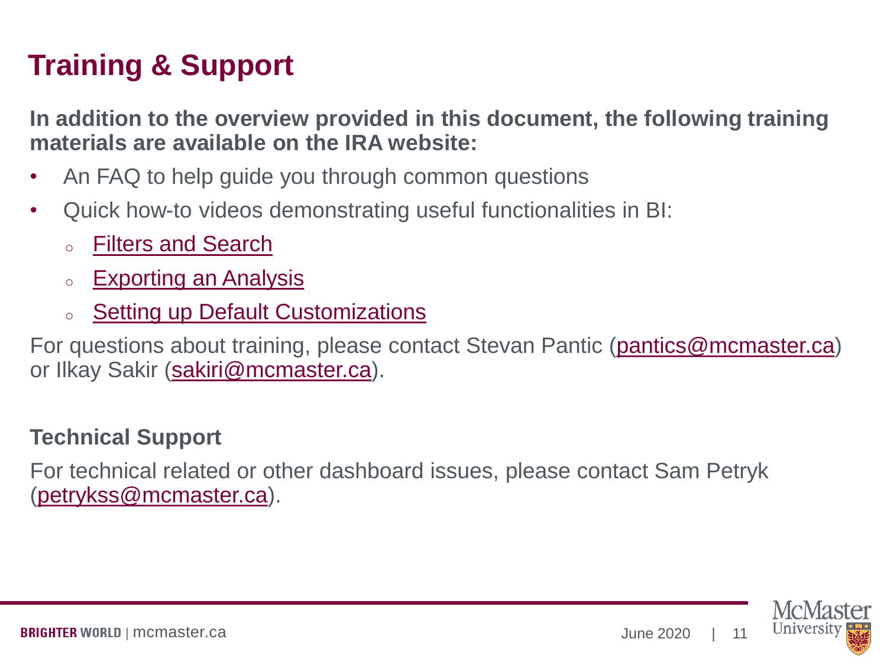# Training & Support

**In addition to the overview provided in this document, the following training materials are available on the IRA website:**

- An FAQ to help guide you through common questions
- Quick how-to videos demonstrating useful functionalities in BI:
  - Filters and Search
  - Exporting an Analysis
  - Setting up Default Customizations

For questions about training, please contact Stevan Pantic (pantics@mcmaster.ca) or Ilkay Sakir (sakiri@mcmaster.ca).

## Technical Support

For technical related or other dashboard issues, please contact Sam Petryk (petrykss@mcmaster.ca).